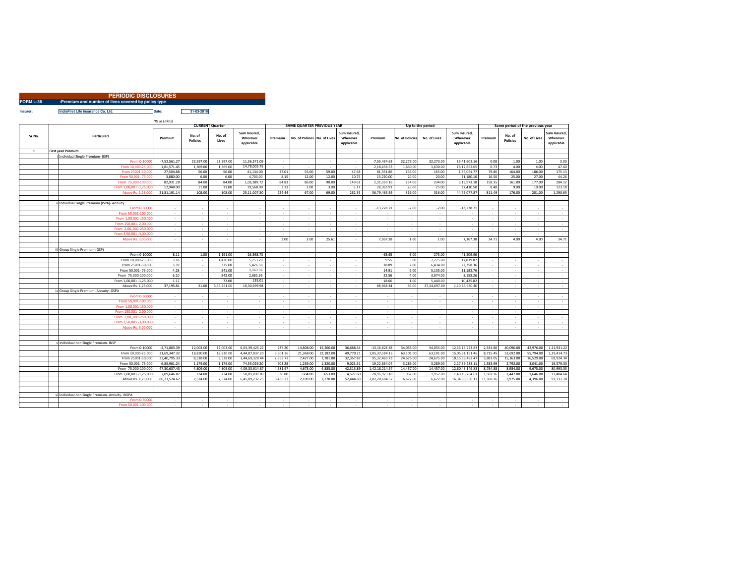## PERIODIC DISCLOSURES

**FORM L-36** :Premium and number of lives covered by policy type

**Insurer:** IndiaFirst Life Insurance Co. Ltd. **Date:** 31-03-2018

*(Rs in Lakhs)*

| Sr.No. | Particulars | CURRENT Quarter | | | | SAME QUARTER PREVIOUS YEAR | | | | Up to the period | | | | Same period of the previous year | | | |
|---|---|---|---|---|---|---|---|---|---|---|---|---|---|---|---|---|---|
| | | Premium | No. of Policies | No. of Lives | Sum Insured, Wherever applicable | Premium | No. of Policies | No. of Lives | Sum Insured, Wherever applicable | Premium | No. of Policies | No. of Lives | Sum Insured, Wherever applicable | Premium | No. of Policies | No. of Lives | Sum Insured, Wherever applicable |
| 1 | First year Premum | | | | | | | | | | | | | | | | |
| | i Individual Single Premium- (ISP) | | | | | | | | | | | | | | | | |
| | From 0-10000 | -7,52,561.27 | 23,597.00 | 23,597.00 | 11,36,371.09 | - | - | - | - | -7,55,434.63 | 32,273.00 | 32,273.00 | 19,41,602.16 | 0.08 | 1.00 | 1.00 | 3.00 |
| | From 10,000-25,000 | 1,81,571.45 | 1,369.00 | 1,369.00 | 14,78,005.75 | - | - | - | - | 2,18,438.53 | 1,630.00 | 1,630.00 | 18,12,852.65 | 0.73 | 4.00 | 4.00 | 47.40 |
| | From 25001-50,000 | 27,504.88 | 56.00 | 56.00 | 41,134.00 | 27.01 | 55.00 | 59.00 | 47.68 | 81,351.86 | 165.00 | 165.00 | 1,36,051.77 | 79.86 | 164.00 | 186.00 | 175.13 |
| | From 50,001- 75,000 | 3,880.00 | 6.00 | 6.00 | 4,703.00 | 8.15 | 12.00 | 12.00 | 10.75 | 13,220.00 | 20.00 | 20.00 | 21,180.10 | 16.50 | 25.00 | 27.00 | 44.26 |
| | From 75,000-100,000 | 82,931.28 | 84.00 | 84.00 | 1,03,389.72 | 84.83 | 86.00 | 90.00 | 149.61 | 2,31,350.16 | 234.00 | 234.00 | 3,13,973.18 | 158.35 | 161.00 | 177.00 | 284.12 |
| | From 1,00,001 -1,25,000 | 12,940.00 | 11.00 | 11.00 | 19,568.00 | 3.11 | 3.00 | 3.00 | 5.17 | 28,363.91 | 25.00 | 25.00 | 37,430.50 | 8.48 | 9.00 | 10.00 | 123.18 |
| | Above Rs. 1,25,000 | 21,81,191.14 | 108.00 | 108.00 | 25,11,007.50 | 224.44 | 67.00 | 69.00 | 262.35 | 36,79,465.59 | 316.00 | 316.00 | 44,75,077.87 | 811.49 | 176.00 | 201.00 | 1,290.65 |
| | | | | | | | | | | | | | | | | | |
| | ii Individual Single Premium (ISPA)- Annuity | | | | | | | | | | | | | | | | |
| | From 0-50000 | - | - | - | - | - | - | - | - | -13,278.71 | -2.00 | -2.00 | -13,278.71 | - | - | - | - |
| | From 50,001-100,000 | - | - | - | - | - | - | - | - | - | - | - | - | - | - | - | - |
| | From 1,00,001-150,000 | - | - | - | - | - | - | - | - | - | - | - | - | - | - | - | - |
| | From 150,001- 2,00,000 | - | - | - | - | - | - | - | - | - | - | - | - | - | - | - | - |
| | From 2,00,,001-250,000 | - | - | - | - | - | - | - | - | - | - | - | - | - | - | - | - |
| | From 2,50,001 -3,00,000 | - | - | - | - | - | - | - | - | - | - | - | - | - | - | - | - |
| | Above Rs. 3,00,000 | - | - | - | - | 3.00 | 3.00 | 25.61 | - | 7,367.38 | 1.00 | 1.00 | 7,367.38 | 34.71 | 4.00 | 4.00 | 34.71 |
| | | | | | | | | | | | | | | | | | |
| | iii Group Single Premium (GSP) | | | | | | | | | | | | | | | | |
| | From 0-10000 | -8.11 | 1.00 | 1,191.00 | -26,398.73 | - | - | - | - | -65.65 | 6.00 | -273.00 | -41,509.96 | - | - | - | - |
| | From 10,000-25,000 | 3.18 | - | 1,430.00 | 5,753.70 | - | - | - | - | 9.55 | 3.00 | 7,775.00 | 17,839.87 | - | - | - | - |
| | From 25001-50,000 | 3.39 | - | 325.00 | 5,426.50 | - | - | - | - | 18.89 | 2.00 | 6,434.00 | 22,758.36 | - | - | - | - |
| | From 50,001- 75,000 | 4.28 | - | 541.00 | 1,163.36 | - | - | - | - | 14.91 | 2.00 | 5,135.00 | 11,182.76 | - | - | - | - |
| | From 75,000-100,000 | 6.10 | - | 842.00 | 2,681.96 | - | - | - | - | 22.56 | 4.00 | 3,974.00 | 8,153.26 | - | - | - | - |
| | From 1,00,001 -1,25,000 | 1.17 | - | 72.00 | 135.01 | - | - | - | - | 18.66 | 1.00 | 5,440.00 | 10,425.82 | - | - | - | - |
| | Above Rs. 1,25,000 | 37,195.81 | 21.00 | 3,55,261.00 | 10,30,699.98 | - | - | - | - | 88,968.34 | 66.00 | 37,24,697.00 | 1,10,63,980.40 | - | - | - | - |
| | iv Group Single Premium- Annuity- GSPA | | | | | | | | | | | | | | | | |
| | From 0-50000 | - | - | - | - | - | - | - | - | - | - | - | - | - | - | - | - |
| | From 50,001-100,000 | - | - | - | - | - | - | - | - | - | - | - | - | - | - | - | - |
| | From 1,00,001-150,000 | - | - | - | - | - | - | - | - | - | - | - | - | - | - | - | - |
| | From 150,001- 2,00,000 | - | - | - | - | - | - | - | - | - | - | - | - | - | - | - | - |
| | From 2,00,,001-250,000 | - | - | - | - | - | - | - | - | - | - | - | - | - | - | - | - |
| | From 2,50,001 -3,00,000 | - | - | - | - | - | - | - | - | - | - | - | - | - | - | - | - |
| | Above Rs. 3,00,000 | - | - | - | - | - | - | - | - | - | - | - | - | - | - | - | - |
| | | | | | | | | | | | | | | | | | |
| | | | | | | | | | | | | | | | | | |
| | v Individual non Single Premium- INSP | | | | | | | | | | | | | | | | |
| | From 0-10000 | -4,71,805.39 | 12,003.00 | 12,003.00 | 6,03,39,425.22 | 737.20 | 14,808.00 | 15,200.00 | 36,668.34 | -13,16,828.88 | 34,055.00 | 34,055.00 | 12,33,15,273.83 | 2,334.80 | 40,090.00 | 42,976.00 | 1,11,931.22 |
| | From 10,000-25,000 | 31,69,347.32 | 18,830.00 | 18,830.00 | 4,44,87,037.20 | 3,601.26 | 21,368.00 | 22,182.00 | 49,770.21 | 1,05,37,584.16 | 63,101.00 | 63,101.00 | 15,05,51,151.46 | 8,715.45 | 52,692.00 | 55,794.00 | 1,29,414.73 |
| | From 25001-50,000 | 33,40,795.33 | 8,538.00 | 8,538.00 | 3,44,69,320.44 | 2,868.72 | 7,427.00 | 7,781.00 | 32,357.87 | 95,32,460.73 | 24,675.00 | 24,675.00 | 10,15,33,482.47 | 5,881.05 | 15,363.00 | 16,529.00 | 69,924.34 |
| | From 50,001- 75,000 | 6,85,961.24 | 1,179.00 | 1,179.00 | 74,53,029.20 | 703.28 | 1,239.00 | 1,320.00 | 9,023.51 | 19,22,664.04 | 3,289.00 | 3,289.00 | 2,17,59,283.11 | 1,583.99 | 2,792.00 | 3,041.00 | 19,579.30 |
| | From 75,000-100,000 | 47,30,637.43 | 4,809.00 | 4,809.00 | 4,09,33,914.87 | 4,581.97 | 4,673.00 | 4,885.00 | 42,313.89 | 1,42,18,214.57 | 14,457.00 | 14,457.00 | 12,60,43,149.83 | 8,764.88 | 8,984.00 | 9,675.00 | 80,993.35 |
| | From 1,00,001 -1,25,000 | 7,89,646.87 | 734.00 | 734.00 | 50,89,700.20 | 636.80 | 604.00 | 653.00 | 4,527.60 | 20,96,973.18 | 1,957.00 | 1,957.00 | 1,40,15,784.61 | 1,507.16 | 1,447.00 | 1,646.00 | 11,404.64 |
| | Above Rs. 1,25,000 | 80,73,524.62 | 2,574.00 | 2,574.00 | 6,45,09,232.25 | 6,438.23 | 2,109.00 | 2,278.00 | 52,444.69 | 2,02,20,684.57 | 6,672.00 | 6,672.00 | 16,34,55,950.17 | 11,369.16 | 3,975.00 | 4,396.00 | 91,137.78 |
| | | | | | | | | | | | | | | | | | |
| | | | | | | | | | | | | | | | | | |
| | vi Individual non Single Premium- Annuity- INSPA | | | | | | | | | | | | | | | | |
| | From 0-50000 | - | - | - | - | - | - | - | - | - | - | - | - | - | - | - | - |
| | From 50,001-100,000 | - | - | - | - | - | - | - | - | - | - | - | - | - | - | - | - |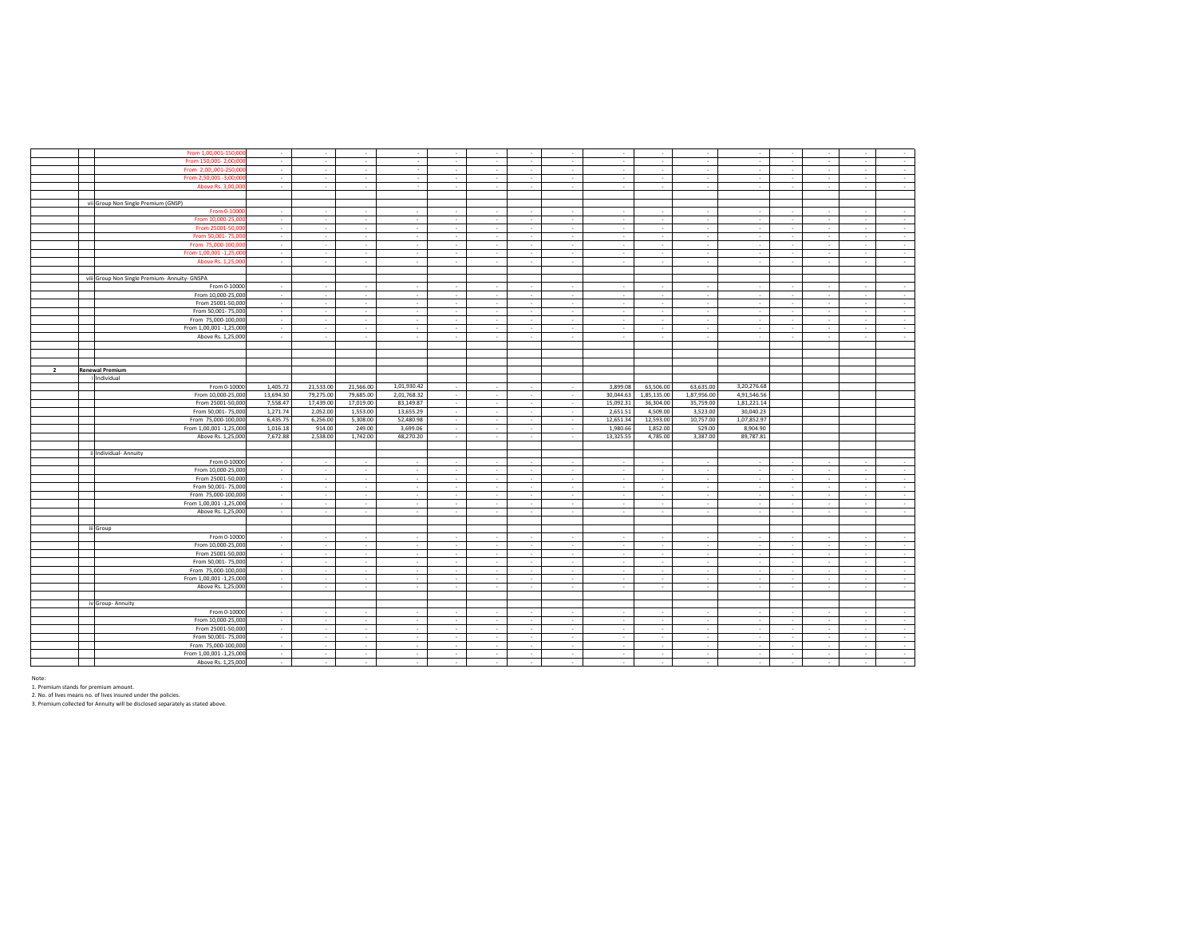| | | | | | | | | | | | | | | | | | | |
|---|---|---|---|---|---|---|---|---|---|---|---|---|---|---|---|---|---|---|
| | | From 1,00,001-150,000 | - | - | - | - | - | - | - | - | - | - | - | - | - | - | - | - |
| | | From 150,001- 2,00,000 | - | - | - | - | - | - | - | - | - | - | - | - | - | - | - | - |
| | | From 2,00,,001-250,000 | - | - | - | - | - | - | - | - | - | - | - | - | - | - | - | - |
| | | From 2,50,001 -3,00,000 | - | - | - | - | - | - | - | - | - | - | - | - | - | - | - | - |
| | | Above Rs. 3,00,000 | - | - | - | - | - | - | - | - | - | - | - | - | - | - | - | - |
| | | | | | | | | | | | | | | | | | | |
| | vii | Group Non Single Premium (GNSP) | | | | | | | | | | | | | | | | |
| | | From 0-10000 | - | - | - | - | - | - | - | - | - | - | - | - | - | - | - | - |
| | | From 10,000-25,000 | - | - | - | - | - | - | - | - | - | - | - | - | - | - | - | - |
| | | From 25001-50,000 | - | - | - | - | - | - | - | - | - | - | - | - | - | - | - | - |
| | | From 50,001- 75,000 | - | - | - | - | - | - | - | - | - | - | - | - | - | - | - | - |
| | | From 75,000-100,000 | - | - | - | - | - | - | - | - | - | - | - | - | - | - | - | - |
| | | From 1,00,001 -1,25,000 | - | - | - | - | - | - | - | - | - | - | - | - | - | - | - | - |
| | | Above Rs. 1,25,000 | - | - | - | - | - | - | - | - | - | - | - | - | - | - | - | - |
| | | | | | | | | | | | | | | | | | | |
| | viii | Group Non Single Premium- Annuity- GNSPA | | | | | | | | | | | | | | | | |
| | | From 0-10000 | - | - | - | - | - | - | - | - | - | - | - | - | - | - | - | - |
| | | From 10,000-25,000 | - | - | - | - | - | - | - | - | - | - | - | - | - | - | - | - |
| | | From 25001-50,000 | - | - | - | - | - | - | - | - | - | - | - | - | - | - | - | - |
| | | From 50,001- 75,000 | - | - | - | - | - | - | - | - | - | - | - | - | - | - | - | - |
| | | From 75,000-100,000 | - | - | - | - | - | - | - | - | - | - | - | - | - | - | - | - |
| | | From 1,00,001 -1,25,000 | - | - | - | - | - | - | - | - | - | - | - | - | - | - | - | - |
| | | Above Rs. 1,25,000 | - | - | - | - | - | - | - | - | - | - | - | - | - | - | - | - |
| | | | | | | | | | | | | | | | | | | |
| | | | | | | | | | | | | | | | | | | |
| | | | | | | | | | | | | | | | | | | |
| 2 | | **Renewal Premium** | | | | | | | | | | | | | | | | |
| | i | Individual | | | | | | | | | | | | | | | | |
| | | From 0-10000 | 1,405.72 | 21,533.00 | 21,566.00 | 1,01,930.42 | - | - | - | - | 3,899.08 | 63,506.00 | 63,635.00 | 3,20,276.68 | | | | |
| | | From 10,000-25,000 | 13,694.30 | 79,275.00 | 79,685.00 | 2,01,768.32 | - | - | - | - | 30,044.63 | 1,85,135.00 | 1,87,956.00 | 4,91,546.56 | | | | |
| | | From 25001-50,000 | 7,558.47 | 17,439.00 | 17,019.00 | 83,149.87 | - | - | - | - | 15,092.31 | 36,304.00 | 35,759.00 | 1,81,221.14 | | | | |
| | | From 50,001- 75,000 | 1,271.74 | 2,052.00 | 1,553.00 | 13,655.29 | - | - | - | - | 2,651.51 | 4,509.00 | 3,523.00 | 30,040.23 | | | | |
| | | From 75,000-100,000 | 6,435.75 | 6,256.00 | 5,308.00 | 52,480.98 | - | - | - | - | 12,651.34 | 12,593.00 | 10,757.00 | 1,07,852.97 | | | | |
| | | From 1,00,001 -1,25,000 | 1,016.18 | 914.00 | 249.00 | 3,699.06 | - | - | - | - | 1,980.66 | 1,852.00 | 529.00 | 8,904.90 | | | | |
| | | Above Rs. 1,25,000 | 7,672.88 | 2,538.00 | 1,742.00 | 48,270.20 | - | - | - | - | 13,325.55 | 4,785.00 | 3,387.00 | 89,787.81 | | | | |
| | | | | | | | | | | | | | | | | | | |
| | ii | Individual- Annuity | | | | | | | | | | | | | | | | |
| | | From 0-10000 | - | - | - | - | - | - | - | - | - | - | - | - | - | - | - | - |
| | | From 10,000-25,000 | - | - | - | - | - | - | - | - | - | - | - | - | - | - | - | - |
| | | From 25001-50,000 | - | - | - | - | - | - | - | - | - | - | - | - | - | - | - | - |
| | | From 50,001- 75,000 | - | - | - | - | - | - | - | - | - | - | - | - | - | - | - | - |
| | | From 75,000-100,000 | - | - | - | - | - | - | - | - | - | - | - | - | - | - | - | - |
| | | From 1,00,001 -1,25,000 | - | - | - | - | - | - | - | - | - | - | - | - | - | - | - | - |
| | | Above Rs. 1,25,000 | - | - | - | - | - | - | - | - | - | - | - | - | - | - | - | - |
| | | | | | | | | | | | | | | | | | | |
| | iii | Group | | | | | | | | | | | | | | | | |
| | | From 0-10000 | - | - | - | - | - | - | - | - | - | - | - | - | - | - | - | - |
| | | From 10,000-25,000 | - | - | - | - | - | - | - | - | - | - | - | - | - | - | - | - |
| | | From 25001-50,000 | - | - | - | - | - | - | - | - | - | - | - | - | - | - | - | - |
| | | From 50,001- 75,000 | - | - | - | - | - | - | - | - | - | - | - | - | - | - | - | - |
| | | From 75,000-100,000 | - | - | - | - | - | - | - | - | - | - | - | - | - | - | - | - |
| | | From 1,00,001 -1,25,000 | - | - | - | - | - | - | - | - | - | - | - | - | - | - | - | - |
| | | Above Rs. 1,25,000 | - | - | - | - | - | - | - | - | - | - | - | - | - | - | - | - |
| | | | | | | | | | | | | | | | | | | |
| | iv | Group- Annuity | | | | | | | | | | | | | | | | |
| | | From 0-10000 | - | - | - | - | - | - | - | - | - | - | - | - | - | - | - | - |
| | | From 10,000-25,000 | - | - | - | - | - | - | - | - | - | - | - | - | - | - | - | - |
| | | From 25001-50,000 | - | - | - | - | - | - | - | - | - | - | - | - | - | - | - | - |
| | | From 50,001- 75,000 | - | - | - | - | - | - | - | - | - | - | - | - | - | - | - | - |
| | | From 75,000-100,000 | - | - | - | - | - | - | - | - | - | - | - | - | - | - | - | - |
| | | From 1,00,001 -1,25,000 | - | - | - | - | - | - | - | - | - | - | - | - | - | - | - | - |
| | | Above Rs. 1,25,000 | - | - | - | - | - | - | - | - | - | - | - | - | - | - | - | - |

Note:

1. Premium stands for premium amount.
2. No. of lives means no. of lives insured under the policies.
3. Premium collected for Annuity will be disclosed separately as stated above.